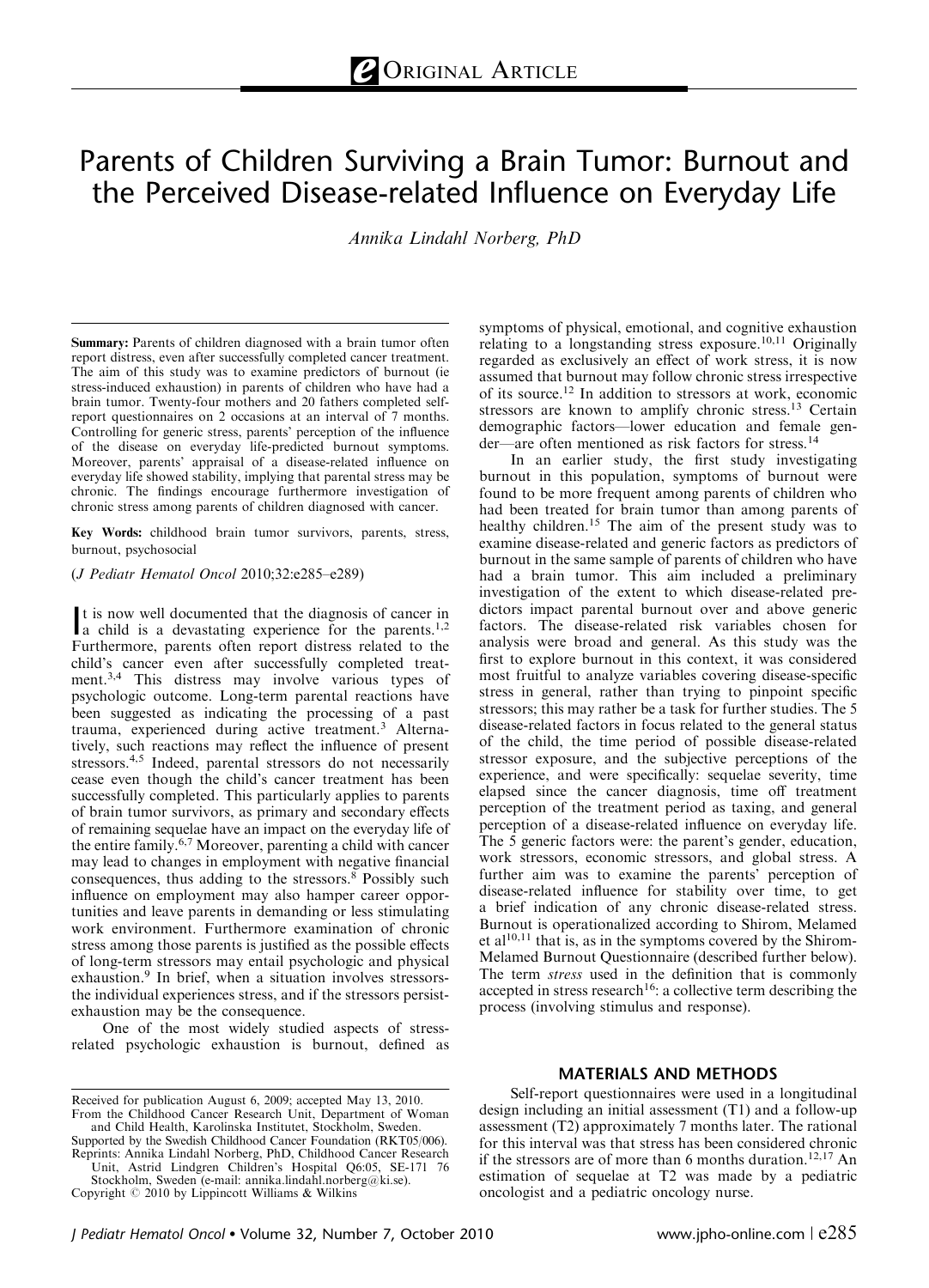ORIGINAL ARTICLE

# Parents of Children Surviving a Brain Tumor: Burnout and the Perceived Disease-related Influence on Everyday Life

*Annika Lindahl Norberg, PhD*

**Summary:** Parents of children diagnosed with a brain tumor often report distress, even after successfully completed cancer treatment. The aim of this study was to examine predictors of burnout (ie stress-induced exhaustion) in parents of children who have had a brain tumor. Twenty-four mothers and 20 fathers completed self-report questionnaires on 2 occasions at an interval of 7 months. Controlling for generic stress, parents' perception of the influence of the disease on everyday life-predicted burnout symptoms. Moreover, parents' appraisal of a disease-related influence on everyday life showed stability, implying that parental stress may be chronic. The findings encourage furthermore investigation of chronic stress among parents of children diagnosed with cancer.

**Key Words:** childhood brain tumor survivors, parents, stress, burnout, psychosocial

(*J Pediatr Hematol Oncol* 2010;32:e285–e289)

It is now well documented that the diagnosis of cancer in a child is a devastating experience for the parents.[1,2] Furthermore, parents often report distress related to the child's cancer even after successfully completed treatment.[3,4] This distress may involve various types of psychologic outcome. Long-term parental reactions have been suggested as indicating the processing of a past trauma, experienced during active treatment.[3] Alternatively, such reactions may reflect the influence of present stressors.[4,5] Indeed, parental stressors do not necessarily cease even though the child's cancer treatment has been successfully completed. This particularly applies to parents of brain tumor survivors, as primary and secondary effects of remaining sequelae have an impact on the everyday life of the entire family.[6,7] Moreover, parenting a child with cancer may lead to changes in employment with negative financial consequences, thus adding to the stressors.[8] Possibly such influence on employment may also hamper career opportunities and leave parents in demanding or less stimulating work environment. Furthermore examination of chronic stress among those parents is justified as the possible effects of long-term stressors may entail psychologic and physical exhaustion.[9] In brief, when a situation involves stressors-the individual experiences stress, and if the stressors persist-exhaustion may be the consequence.

One of the most widely studied aspects of stress-related psychologic exhaustion is burnout, defined as symptoms of physical, emotional, and cognitive exhaustion relating to a longstanding stress exposure.[10,11] Originally regarded as exclusively an effect of work stress, it is now assumed that burnout may follow chronic stress irrespective of its source.[12] In addition to stressors at work, economic stressors are known to amplify chronic stress.[13] Certain demographic factors—lower education and female gender—are often mentioned as risk factors for stress.[14]

In an earlier study, the first study investigating burnout in this population, symptoms of burnout were found to be more frequent among parents of children who had been treated for brain tumor than among parents of healthy children.[15] The aim of the present study was to examine disease-related and generic factors as predictors of burnout in the same sample of parents of children who have had a brain tumor. This aim included a preliminary investigation of the extent to which disease-related predictors impact parental burnout over and above generic factors. The disease-related risk variables chosen for analysis were broad and general. As this study was the first to explore burnout in this context, it was considered most fruitful to analyze variables covering disease-specific stress in general, rather than trying to pinpoint specific stressors; this may rather be a task for further studies. The 5 disease-related factors in focus related to the general status of the child, the time period of possible disease-related stressor exposure, and the subjective perceptions of the experience, and were specifically: sequelae severity, time elapsed since the cancer diagnosis, time off treatment perception of the treatment period as taxing, and general perception of a disease-related influence on everyday life. The 5 generic factors were: the parent's gender, education, work stressors, economic stressors, and global stress. A further aim was to examine the parents' perception of disease-related influence for stability over time, to get a brief indication of any chronic disease-related stress. Burnout is operationalized according to Shirom, Melamed et al[10,11] that is, as in the symptoms covered by the Shirom-Melamed Burnout Questionnaire (described further below). The term *stress* used in the definition that is commonly accepted in stress research[16]: a collective term describing the process (involving stimulus and response).

## MATERIALS AND METHODS

Self-report questionnaires were used in a longitudinal design including an initial assessment (T1) and a follow-up assessment (T2) approximately 7 months later. The rational for this interval was that stress has been considered chronic if the stressors are of more than 6 months duration.[12,17] An estimation of sequelae at T2 was made by a pediatric oncologist and a pediatric oncology nurse.

Received for publication August 6, 2009; accepted May 13, 2010.
From the Childhood Cancer Research Unit, Department of Woman and Child Health, Karolinska Institutet, Stockholm, Sweden.
Supported by the Swedish Childhood Cancer Foundation (RKT05/006).
Reprints: Annika Lindahl Norberg, PhD, Childhood Cancer Research Unit, Astrid Lindgren Children's Hospital Q6:05, SE-171 76 Stockholm, Sweden (e-mail: annika.lindahl.norberg@ki.se).
Copyright © 2010 by Lippincott Williams & Wilkins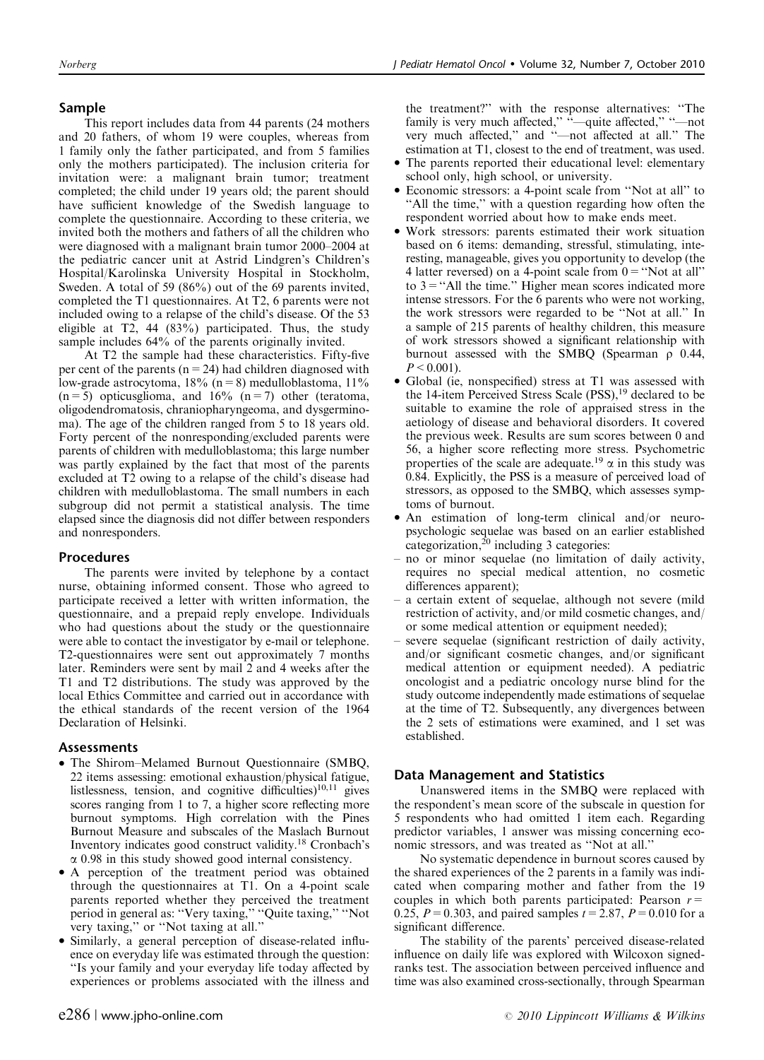## Sample

This report includes data from 44 parents (24 mothers and 20 fathers, of whom 19 were couples, whereas from 1 family only the father participated, and from 5 families only the mothers participated). The inclusion criteria for invitation were: a malignant brain tumor; treatment completed; the child under 19 years old; the parent should have sufficient knowledge of the Swedish language to complete the questionnaire. According to these criteria, we invited both the mothers and fathers of all the children who were diagnosed with a malignant brain tumor 2000–2004 at the pediatric cancer unit at Astrid Lindgren's Children's Hospital/Karolinska University Hospital in Stockholm, Sweden. A total of 59 (86%) out of the 69 parents invited, completed the T1 questionnaires. At T2, 6 parents were not included owing to a relapse of the child's disease. Of the 53 eligible at T2, 44 (83%) participated. Thus, the study sample includes 64% of the parents originally invited.

At T2 the sample had these characteristics. Fifty-five per cent of the parents (n = 24) had children diagnosed with low-grade astrocytoma, 18% (n = 8) medulloblastoma, 11% (n = 5) opticusglioma, and 16% (n = 7) other (teratoma, oligodendromatosis, chraniopharyngeoma, and dysgerminoma). The age of the children ranged from 5 to 18 years old. Forty percent of the nonresponding/excluded parents were parents of children with medulloblastoma; this large number was partly explained by the fact that most of the parents excluded at T2 owing to a relapse of the child's disease had children with medulloblastoma. The small numbers in each subgroup did not permit a statistical analysis. The time elapsed since the diagnosis did not differ between responders and nonresponders.

## Procedures

The parents were invited by telephone by a contact nurse, obtaining informed consent. Those who agreed to participate received a letter with written information, the questionnaire, and a prepaid reply envelope. Individuals who had questions about the study or the questionnaire were able to contact the investigator by e-mail or telephone. T2-questionnaires were sent out approximately 7 months later. Reminders were sent by mail 2 and 4 weeks after the T1 and T2 distributions. The study was approved by the local Ethics Committee and carried out in accordance with the ethical standards of the recent version of the 1964 Declaration of Helsinki.

## Assessments

- The Shirom–Melamed Burnout Questionnaire (SMBQ, 22 items assessing: emotional exhaustion/physical fatigue, listlessness, tension, and cognitive difficulties)[10,11] gives scores ranging from 1 to 7, a higher score reflecting more burnout symptoms. High correlation with the Pines Burnout Measure and subscales of the Maslach Burnout Inventory indicates good construct validity.[18] Cronbach's $\alpha$ 0.98 in this study showed good internal consistency.
- A perception of the treatment period was obtained through the questionnaires at T1. On a 4-point scale parents reported whether they perceived the treatment period in general as: "Very taxing," "Quite taxing," "Not very taxing," or "Not taxing at all."
- Similarly, a general perception of disease-related influence on everyday life was estimated through the question: "Is your family and your everyday life today affected by experiences or problems associated with the illness and the treatment?" with the response alternatives: "The family is very much affected," "—quite affected," "—not very much affected," and "—not affected at all." The estimation at T1, closest to the end of treatment, was used.
- The parents reported their educational level: elementary school only, high school, or university.
- Economic stressors: a 4-point scale from "Not at all" to "All the time," with a question regarding how often the respondent worried about how to make ends meet.
- Work stressors: parents estimated their work situation based on 6 items: demanding, stressful, stimulating, interesting, manageable, gives you opportunity to develop (the 4 latter reversed) on a 4-point scale from 0 = "Not at all" to 3 = "All the time." Higher mean scores indicated more intense stressors. For the 6 parents who were not working, the work stressors were regarded to be "Not at all." In a sample of 215 parents of healthy children, this measure of work stressors showed a significant relationship with burnout assessed with the SMBQ (Spearman $\rho$ 0.44, $P < 0.001$).
- Global (ie, nonspecified) stress at T1 was assessed with the 14-item Perceived Stress Scale (PSS),[19] declared to be suitable to examine the role of appraised stress in the aetiology of disease and behavioral disorders. It covered the previous week. Results are sum scores between 0 and 56, a higher score reflecting more stress. Psychometric properties of the scale are adequate.[19] $\alpha$ in this study was 0.84. Explicitly, the PSS is a measure of perceived load of stressors, as opposed to the SMBQ, which assesses symptoms of burnout.
- An estimation of long-term clinical and/or neuropsychologic sequelae was based on an earlier established categorization,[20] including 3 categories:
  - no or minor sequelae (no limitation of daily activity, requires no special medical attention, no cosmetic differences apparent);
  - a certain extent of sequelae, although not severe (mild restriction of activity, and/or mild cosmetic changes, and/or some medical attention or equipment needed);
  - severe sequelae (significant restriction of daily activity, and/or significant cosmetic changes, and/or significant medical attention or equipment needed). A pediatric oncologist and a pediatric oncology nurse blind for the study outcome independently made estimations of sequelae at the time of T2. Subsequently, any divergences between the 2 sets of estimations were examined, and 1 set was established.

## Data Management and Statistics

Unanswered items in the SMBQ were replaced with the respondent's mean score of the subscale in question for 5 respondents who had omitted 1 item each. Regarding predictor variables, 1 answer was missing concerning economic stressors, and was treated as "Not at all."

No systematic dependence in burnout scores caused by the shared experiences of the 2 parents in a family was indicated when comparing mother and father from the 19 couples in which both parents participated: Pearson $r = 0.25$, $P = 0.303$, and paired samples $t = 2.87$, $P = 0.010$ for a significant difference.

The stability of the parents' perceived disease-related influence on daily life was explored with Wilcoxon signed-ranks test. The association between perceived influence and time was also examined cross-sectionally, through Spearman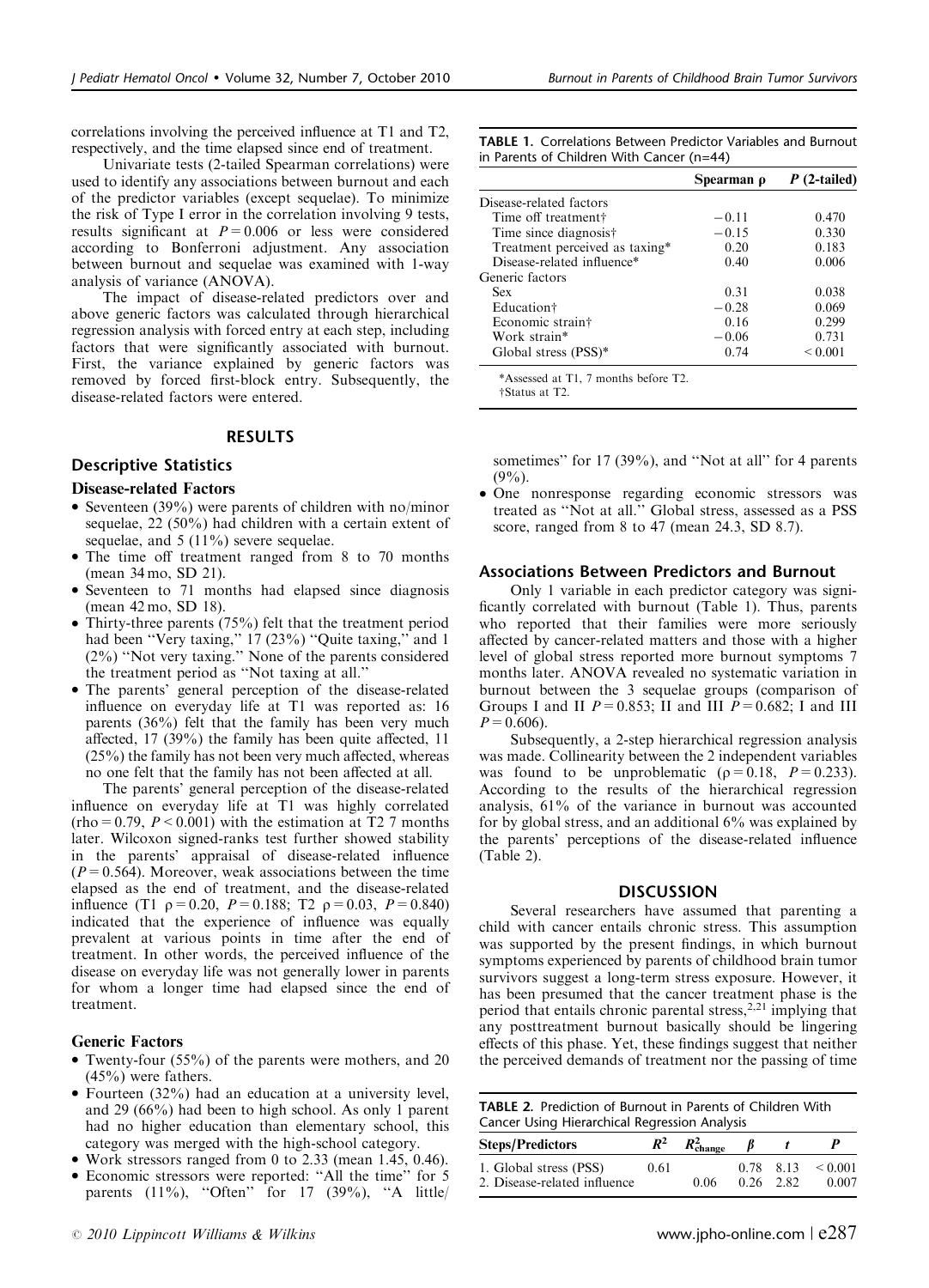correlations involving the perceived influence at T1 and T2, respectively, and the time elapsed since end of treatment.

Univariate tests (2-tailed Spearman correlations) were used to identify any associations between burnout and each of the predictor variables (except sequelae). To minimize the risk of Type I error in the correlation involving 9 tests, results significant at $P = 0.006$ or less were considered according to Bonferroni adjustment. Any association between burnout and sequelae was examined with 1-way analysis of variance (ANOVA).

The impact of disease-related predictors over and above generic factors was calculated through hierarchical regression analysis with forced entry at each step, including factors that were significantly associated with burnout. First, the variance explained by generic factors was removed by forced first-block entry. Subsequently, the disease-related factors were entered.

## RESULTS

### Descriptive Statistics

#### Disease-related Factors

- Seventeen (39%) were parents of children with no/minor sequelae, 22 (50%) had children with a certain extent of sequelae, and 5 (11%) severe sequelae.
- The time off treatment ranged from 8 to 70 months (mean 34 mo, SD 21).
- Seventeen to 71 months had elapsed since diagnosis (mean 42 mo, SD 18).
- Thirty-three parents (75%) felt that the treatment period had been "Very taxing," 17 (23%) "Quite taxing," and 1 (2%) "Not very taxing." None of the parents considered the treatment period as "Not taxing at all."
- The parents' general perception of the disease-related influence on everyday life at T1 was reported as: 16 parents (36%) felt that the family has been very much affected, 17 (39%) the family has been quite affected, 11 (25%) the family has not been very much affected, whereas no one felt that the family has not been affected at all.

The parents' general perception of the disease-related influence on everyday life at T1 was highly correlated (rho = 0.79, $P < 0.001$) with the estimation at T2 7 months later. Wilcoxon signed-ranks test further showed stability in the parents' appraisal of disease-related influence ($P = 0.564$). Moreover, weak associations between the time elapsed as the end of treatment, and the disease-related influence (T1 $\rho = 0.20$, $P = 0.188$; T2 $\rho = 0.03$, $P = 0.840$) indicated that the experience of influence was equally prevalent at various points in time after the end of treatment. In other words, the perceived influence of the disease on everyday life was not generally lower in parents for whom a longer time had elapsed since the end of treatment.

#### Generic Factors

- Twenty-four (55%) of the parents were mothers, and 20 (45%) were fathers.
- Fourteen (32%) had an education at a university level, and 29 (66%) had been to high school. As only 1 parent had no higher education than elementary school, this category was merged with the high-school category.
- Work stressors ranged from 0 to 2.33 (mean 1.45, 0.46).
- Economic stressors were reported: "All the time" for 5 parents (11%), "Often" for 17 (39%), "A little/sometimes" for 17 (39%), and "Not at all" for 4 parents (9%).
- One nonresponse regarding economic stressors was treated as "Not at all." Global stress, assessed as a PSS score, ranged from 8 to 47 (mean 24.3, SD 8.7).

**TABLE 1.** Correlations Between Predictor Variables and Burnout in Parents of Children With Cancer (n=44)

| | Spearman ρ | P (2-tailed) |
|---|---|---|
| Disease-related factors | | |
| Time off treatment† | −0.11 | 0.470 |
| Time since diagnosis† | −0.15 | 0.330 |
| Treatment perceived as taxing* | 0.20 | 0.183 |
| Disease-related influence* | 0.40 | 0.006 |
| Generic factors | | |
| Sex | 0.31 | 0.038 |
| Education† | −0.28 | 0.069 |
| Economic strain† | 0.16 | 0.299 |
| Work strain* | −0.06 | 0.731 |
| Global stress (PSS)* | 0.74 | < 0.001 |

*Assessed at T1, 7 months before T2.
†Status at T2.

### Associations Between Predictors and Burnout

Only 1 variable in each predictor category was significantly correlated with burnout (Table 1). Thus, parents who reported that their families were more seriously affected by cancer-related matters and those with a higher level of global stress reported more burnout symptoms 7 months later. ANOVA revealed no systematic variation in burnout between the 3 sequelae groups (comparison of Groups I and II $P = 0.853$; II and III $P = 0.682$; I and III $P = 0.606$).

Subsequently, a 2-step hierarchical regression analysis was made. Collinearity between the 2 independent variables was found to be unproblematic ($\rho = 0.18$, $P = 0.233$). According to the results of the hierarchical regression analysis, 61% of the variance in burnout was accounted for by global stress, and an additional 6% was explained by the parents' perceptions of the disease-related influence (Table 2).

**TABLE 2.** Prediction of Burnout in Parents of Children With Cancer Using Hierarchical Regression Analysis

| Steps/Predictors | $R^2$ | $R^2_{change}$ | β | t | P |
|---|---|---|---|---|---|
| 1. Global stress (PSS) | 0.61 | | 0.78 | 8.13 | < 0.001 |
| 2. Disease-related influence | | 0.06 | 0.26 | 2.82 | 0.007 |

## DISCUSSION

Several researchers have assumed that parenting a child with cancer entails chronic stress. This assumption was supported by the present findings, in which burnout symptoms experienced by parents of childhood brain tumor survivors suggest a long-term stress exposure. However, it has been presumed that the cancer treatment phase is the period that entails chronic parental stress,[2,21] implying that any posttreatment burnout basically should be lingering effects of this phase. Yet, these findings suggest that neither the perceived demands of treatment nor the passing of time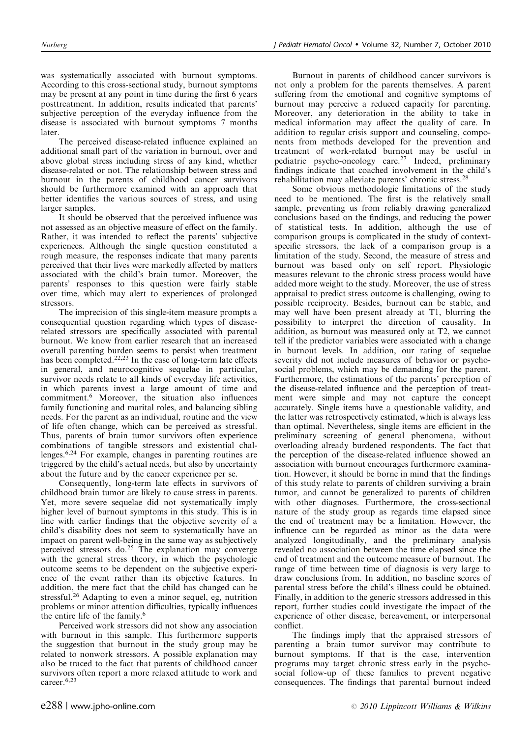was systematically associated with burnout symptoms. According to this cross-sectional study, burnout symptoms may be present at any point in time during the first 6 years posttreatment. In addition, results indicated that parents' subjective perception of the everyday influence from the disease is associated with burnout symptoms 7 months later.

The perceived disease-related influence explained an additional small part of the variation in burnout, over and above global stress including stress of any kind, whether disease-related or not. The relationship between stress and burnout in the parents of childhood cancer survivors should be furthermore examined with an approach that better identifies the various sources of stress, and using larger samples.

It should be observed that the perceived influence was not assessed as an objective measure of effect on the family. Rather, it was intended to reflect the parents' subjective experiences. Although the single question constituted a rough measure, the responses indicate that many parents perceived that their lives were markedly affected by matters associated with the child's brain tumor. Moreover, the parents' responses to this question were fairly stable over time, which may alert to experiences of prolonged stressors.

The imprecision of this single-item measure prompts a consequential question regarding which types of disease-related stressors are specifically associated with parental burnout. We know from earlier research that an increased overall parenting burden seems to persist when treatment has been completed.[22,23] In the case of long-term late effects in general, and neurocognitive sequelae in particular, survivor needs relate to all kinds of everyday life activities, in which parents invest a large amount of time and commitment.[6] Moreover, the situation also influences family functioning and marital roles, and balancing sibling needs. For the parent as an individual, routine and the view of life often change, which can be perceived as stressful. Thus, parents of brain tumor survivors often experience combinations of tangible stressors and existential challenges.[6,24] For example, changes in parenting routines are triggered by the child's actual needs, but also by uncertainty about the future and by the cancer experience per se.

Consequently, long-term late effects in survivors of childhood brain tumor are likely to cause stress in parents. Yet, more severe sequelae did not systematically imply higher level of burnout symptoms in this study. This is in line with earlier findings that the objective severity of a child's disability does not seem to systematically have an impact on parent well-being in the same way as subjectively perceived stressors do.[25] The explanation may converge with the general stress theory, in which the psychologic outcome seems to be dependent on the subjective experience of the event rather than its objective features. In addition, the mere fact that the child has changed can be stressful.[26] Adapting to even a minor sequel, eg, nutrition problems or minor attention difficulties, typically influences the entire life of the family.[6]

Perceived work stressors did not show any association with burnout in this sample. This furthermore supports the suggestion that burnout in the study group may be related to nonwork stressors. A possible explanation may also be traced to the fact that parents of childhood cancer survivors often report a more relaxed attitude to work and career.[6,23]

Burnout in parents of childhood cancer survivors is not only a problem for the parents themselves. A parent suffering from the emotional and cognitive symptoms of burnout may perceive a reduced capacity for parenting. Moreover, any deterioration in the ability to take in medical information may affect the quality of care. In addition to regular crisis support and counseling, components from methods developed for the prevention and treatment of work-related burnout may be useful in pediatric psycho-oncology care.[27] Indeed, preliminary findings indicate that coached involvement in the child's rehabilitation may alleviate parents' chronic stress.[28]

Some obvious methodologic limitations of the study need to be mentioned. The first is the relatively small sample, preventing us from reliably drawing generalized conclusions based on the findings, and reducing the power of statistical tests. In addition, although the use of comparison groups is complicated in the study of context-specific stressors, the lack of a comparison group is a limitation of the study. Second, the measure of stress and burnout was based only on self report. Physiologic measures relevant to the chronic stress process would have added more weight to the study. Moreover, the use of stress appraisal to predict stress outcome is challenging, owing to possible reciprocity. Besides, burnout can be stable, and may well have been present already at T1, blurring the possibility to interpret the direction of causality. In addition, as burnout was measured only at T2, we cannot tell if the predictor variables were associated with a change in burnout levels. In addition, our rating of sequelae severity did not include measures of behavior or psychosocial problems, which may be demanding for the parent. Furthermore, the estimations of the parents' perception of the disease-related influence and the perception of treatment were simple and may not capture the concept accurately. Single items have a questionable validity, and the latter was retrospectively estimated, which is always less than optimal. Nevertheless, single items are efficient in the preliminary screening of general phenomena, without overloading already burdened respondents. The fact that the perception of the disease-related influence showed an association with burnout encourages furthermore examination. However, it should be borne in mind that the findings of this study relate to parents of children surviving a brain tumor, and cannot be generalized to parents of children with other diagnoses. Furthermore, the cross-sectional nature of the study group as regards time elapsed since the end of treatment may be a limitation. However, the influence can be regarded as minor as the data were analyzed longitudinally, and the preliminary analysis revealed no association between the time elapsed since the end of treatment and the outcome measure of burnout. The range of time between time of diagnosis is very large to draw conclusions from. In addition, no baseline scores of parental stress before the child's illness could be obtained. Finally, in addition to the generic stressors addressed in this report, further studies could investigate the impact of the experience of other disease, bereavement, or interpersonal conflict.

The findings imply that the appraised stressors of parenting a brain tumor survivor may contribute to burnout symptoms. If that is the case, intervention programs may target chronic stress early in the psychosocial follow-up of these families to prevent negative consequences. The findings that parental burnout indeed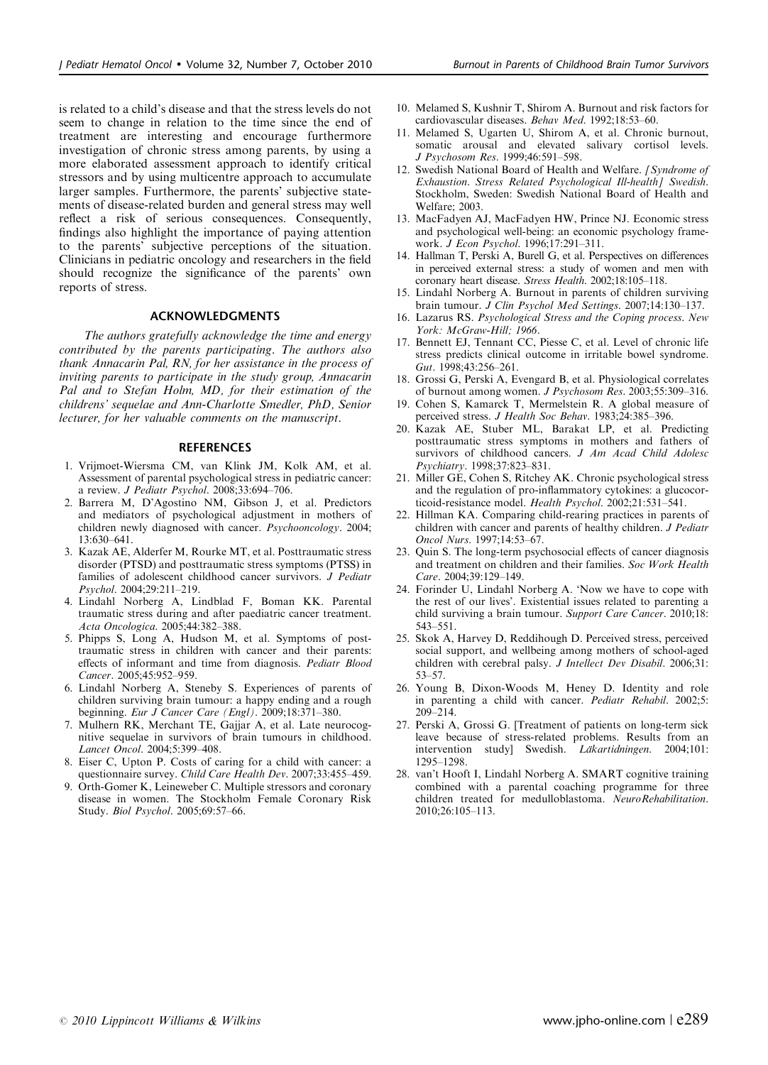is related to a child's disease and that the stress levels do not seem to change in relation to the time since the end of treatment are interesting and encourage furthermore investigation of chronic stress among parents, by using a more elaborated assessment approach to identify critical stressors and by using multicentre approach to accumulate larger samples. Furthermore, the parents' subjective statements of disease-related burden and general stress may well reflect a risk of serious consequences. Consequently, findings also highlight the importance of paying attention to the parents' subjective perceptions of the situation. Clinicians in pediatric oncology and researchers in the field should recognize the significance of the parents' own reports of stress.

## ACKNOWLEDGMENTS

*The authors gratefully acknowledge the time and energy contributed by the parents participating. The authors also thank Annacarin Pal, RN, for her assistance in the process of inviting parents to participate in the study group, Annacarin Pal and to Stefan Holm, MD, for their estimation of the childrens' sequelae and Ann-Charlotte Smedler, PhD, Senior lecturer, for her valuable comments on the manuscript.*

## REFERENCES

1. Vrijmoet-Wiersma CM, van Klink JM, Kolk AM, et al. Assessment of parental psychological stress in pediatric cancer: a review. *J Pediatr Psychol*. 2008;33:694–706.
2. Barrera M, D'Agostino NM, Gibson J, et al. Predictors and mediators of psychological adjustment in mothers of children newly diagnosed with cancer. *Psychooncology*. 2004; 13:630–641.
3. Kazak AE, Alderfer M, Rourke MT, et al. Posttraumatic stress disorder (PTSD) and posttraumatic stress symptoms (PTSS) in families of adolescent childhood cancer survivors. *J Pediatr Psychol*. 2004;29:211–219.
4. Lindahl Norberg A, Lindblad F, Boman KK. Parental traumatic stress during and after paediatric cancer treatment. *Acta Oncologica*. 2005;44:382–388.
5. Phipps S, Long A, Hudson M, et al. Symptoms of post-traumatic stress in children with cancer and their parents: effects of informant and time from diagnosis. *Pediatr Blood Cancer*. 2005;45:952–959.
6. Lindahl Norberg A, Steneby S. Experiences of parents of children surviving brain tumour: a happy ending and a rough beginning. *Eur J Cancer Care (Engl)*. 2009;18:371–380.
7. Mulhern RK, Merchant TE, Gajjar A, et al. Late neurocognitive sequelae in survivors of brain tumours in childhood. *Lancet Oncol*. 2004;5:399–408.
8. Eiser C, Upton P. Costs of caring for a child with cancer: a questionnaire survey. *Child Care Health Dev*. 2007;33:455–459.
9. Orth-Gomer K, Leineweber C. Multiple stressors and coronary disease in women. The Stockholm Female Coronary Risk Study. *Biol Psychol*. 2005;69:57–66.
10. Melamed S, Kushnir T, Shirom A. Burnout and risk factors for cardiovascular diseases. *Behav Med*. 1992;18:53–60.
11. Melamed S, Ugarten U, Shirom A, et al. Chronic burnout, somatic arousal and elevated salivary cortisol levels. *J Psychosom Res*. 1999;46:591–598.
12. Swedish National Board of Health and Welfare. *[Syndrome of Exhaustion. Stress Related Psychological Ill-health] Swedish*. Stockholm, Sweden: Swedish National Board of Health and Welfare; 2003.
13. MacFadyen AJ, MacFadyen HW, Prince NJ. Economic stress and psychological well-being: an economic psychology framework. *J Econ Psychol*. 1996;17:291–311.
14. Hallman T, Perski A, Burell G, et al. Perspectives on differences in perceived external stress: a study of women and men with coronary heart disease. *Stress Health*. 2002;18:105–118.
15. Lindahl Norberg A. Burnout in parents of children surviving brain tumour. *J Clin Psychol Med Settings*. 2007;14:130–137.
16. Lazarus RS. *Psychological Stress and the Coping process. New York: McGraw-Hill; 1966*.
17. Bennett EJ, Tennant CC, Piesse C, et al. Level of chronic life stress predicts clinical outcome in irritable bowel syndrome. *Gut*. 1998;43:256–261.
18. Grossi G, Perski A, Evengard B, et al. Physiological correlates of burnout among women. *J Psychosom Res*. 2003;55:309–316.
19. Cohen S, Kamarck T, Mermelstein R. A global measure of perceived stress. *J Health Soc Behav*. 1983;24:385–396.
20. Kazak AE, Stuber ML, Barakat LP, et al. Predicting posttraumatic stress symptoms in mothers and fathers of survivors of childhood cancers. *J Am Acad Child Adolesc Psychiatry*. 1998;37:823–831.
21. Miller GE, Cohen S, Ritchey AK. Chronic psychological stress and the regulation of pro-inflammatory cytokines: a glucocorticoid-resistance model. *Health Psychol*. 2002;21:531–541.
22. Hillman KA. Comparing child-rearing practices in parents of children with cancer and parents of healthy children. *J Pediatr Oncol Nurs*. 1997;14:53–67.
23. Quin S. The long-term psychosocial effects of cancer diagnosis and treatment on children and their families. *Soc Work Health Care*. 2004;39:129–149.
24. Forinder U, Lindahl Norberg A. 'Now we have to cope with the rest of our lives'. Existential issues related to parenting a child surviving a brain tumour. *Support Care Cancer*. 2010;18: 543–551.
25. Skok A, Harvey D, Reddihough D. Perceived stress, perceived social support, and wellbeing among mothers of school-aged children with cerebral palsy. *J Intellect Dev Disabil*. 2006;31: 53–57.
26. Young B, Dixon-Woods M, Heney D. Identity and role in parenting a child with cancer. *Pediatr Rehabil*. 2002;5: 209–214.
27. Perski A, Grossi G. [Treatment of patients on long-term sick leave because of stress-related problems. Results from an intervention study] Swedish. *Läkartidningen*. 2004;101: 1295–1298.
28. van't Hooft I, Lindahl Norberg A. SMART cognitive training combined with a parental coaching programme for three children treated for medulloblastoma. *NeuroRehabilitation*. 2010;26:105–113.